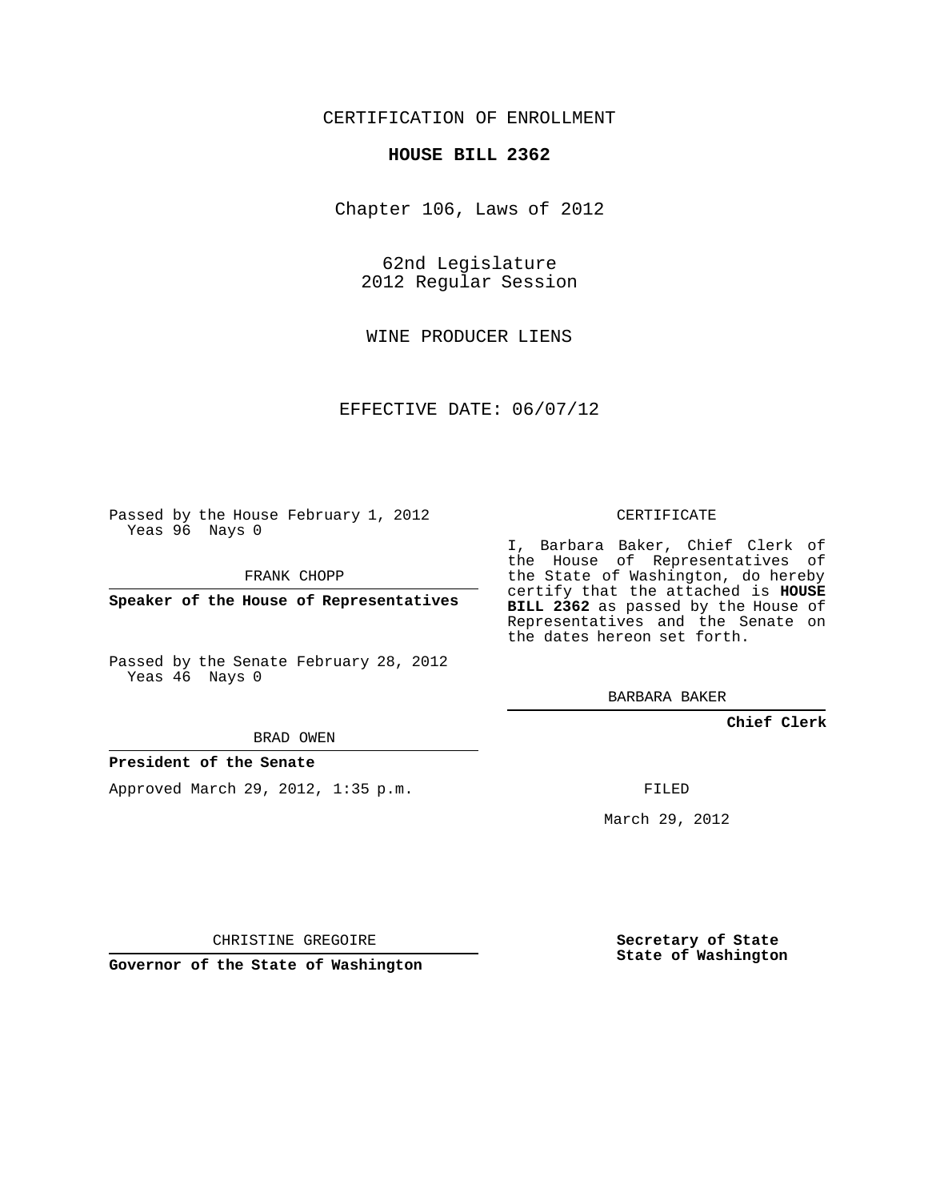CERTIFICATION OF ENROLLMENT

**HOUSE BILL 2362**

Chapter 106, Laws of 2012

62nd Legislature
2012 Regular Session

WINE PRODUCER LIENS

EFFECTIVE DATE: 06/07/12

Passed by the House February 1, 2012
Yeas 96 Nays 0

FRANK CHOPP

**Speaker of the House of Representatives**

Passed by the Senate February 28, 2012
Yeas 46 Nays 0

BRAD OWEN

**President of the Senate**

Approved March 29, 2012, 1:35 p.m.

CHRISTINE GREGOIRE

**Governor of the State of Washington**

CERTIFICATE

I, Barbara Baker, Chief Clerk of the House of Representatives of the State of Washington, do hereby certify that the attached is **HOUSE BILL 2362** as passed by the House of Representatives and the Senate on the dates hereon set forth.

BARBARA BAKER

**Chief Clerk**

FILED

March 29, 2012

**Secretary of State**
**State of Washington**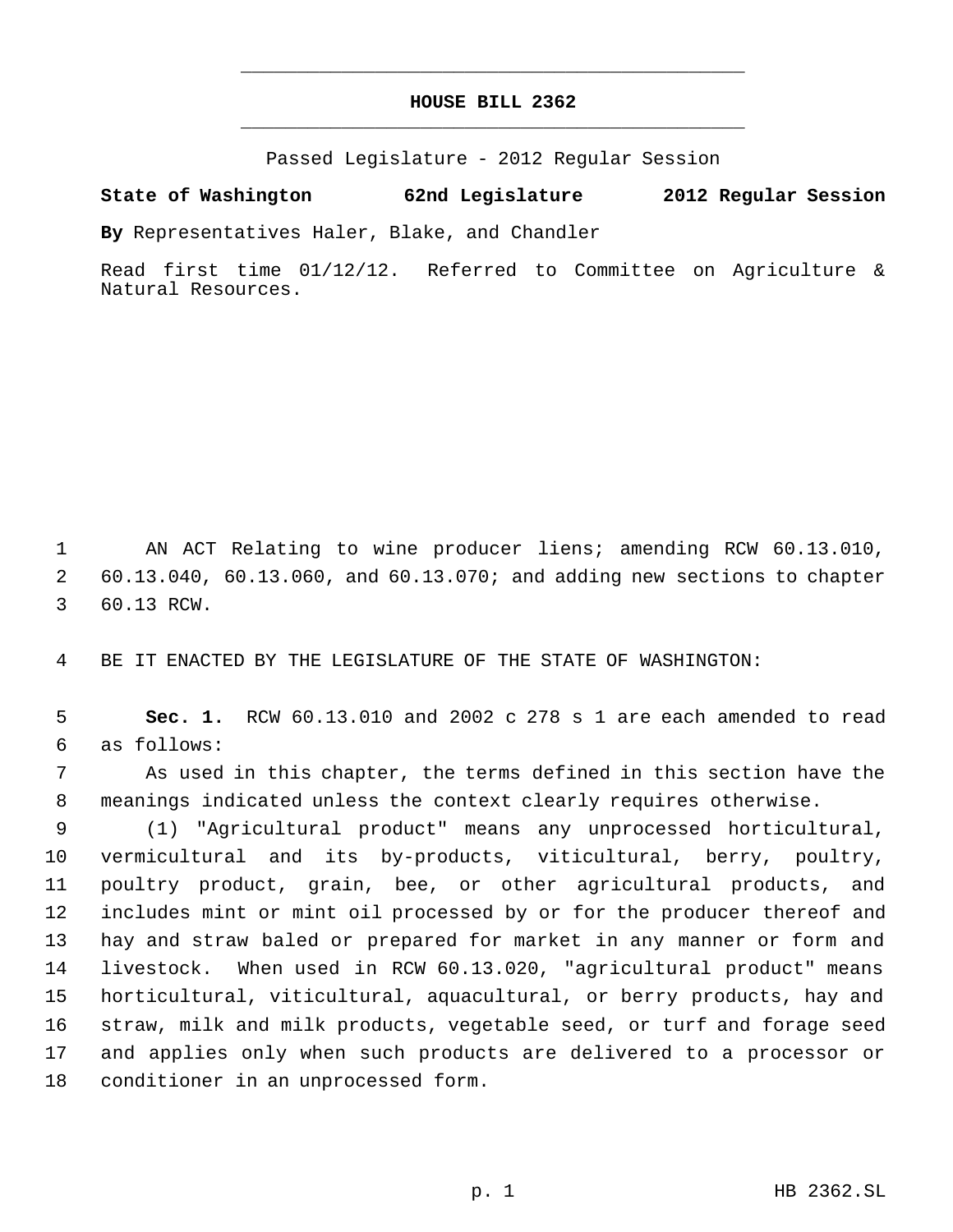# HOUSE BILL 2362

Passed Legislature - 2012 Regular Session

**State of Washington 62nd Legislature 2012 Regular Session**

**By** Representatives Haler, Blake, and Chandler

Read first time 01/12/12. Referred to Committee on Agriculture & Natural Resources.

AN ACT Relating to wine producer liens; amending RCW 60.13.010, 60.13.040, 60.13.060, and 60.13.070; and adding new sections to chapter 60.13 RCW.

BE IT ENACTED BY THE LEGISLATURE OF THE STATE OF WASHINGTON:

**Sec. 1.** RCW 60.13.010 and 2002 c 278 s 1 are each amended to read as follows:

As used in this chapter, the terms defined in this section have the meanings indicated unless the context clearly requires otherwise.

(1) "Agricultural product" means any unprocessed horticultural, vermicultural and its by-products, viticultural, berry, poultry, poultry product, grain, bee, or other agricultural products, and includes mint or mint oil processed by or for the producer thereof and hay and straw baled or prepared for market in any manner or form and livestock. When used in RCW 60.13.020, "agricultural product" means horticultural, viticultural, aquacultural, or berry products, hay and straw, milk and milk products, vegetable seed, or turf and forage seed and applies only when such products are delivered to a processor or conditioner in an unprocessed form.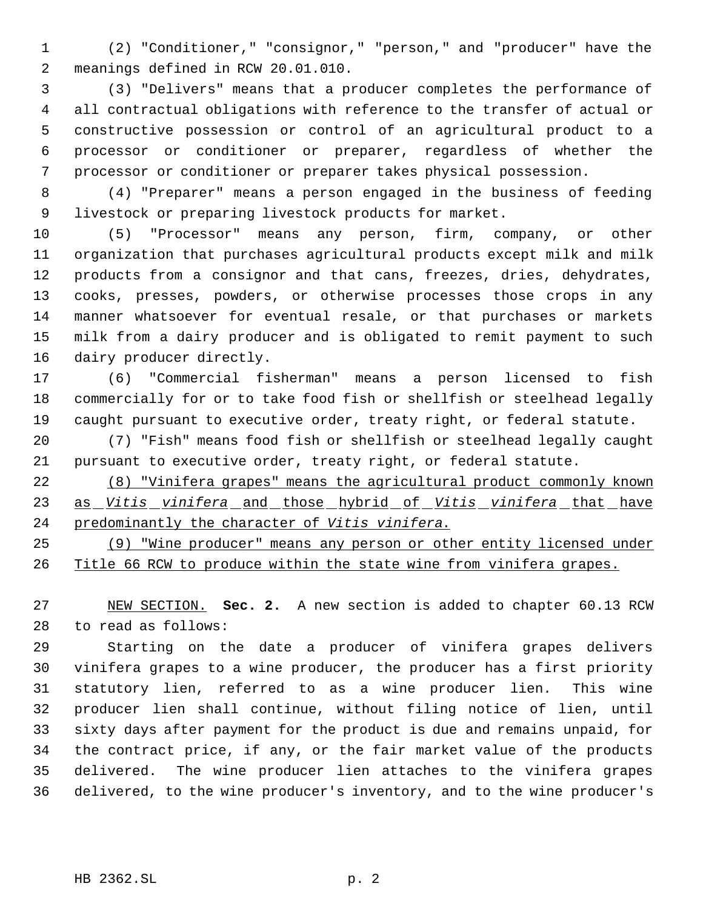(2) "Conditioner," "consignor," "person," and "producer" have the meanings defined in RCW 20.01.010.

(3) "Delivers" means that a producer completes the performance of all contractual obligations with reference to the transfer of actual or constructive possession or control of an agricultural product to a processor or conditioner or preparer, regardless of whether the processor or conditioner or preparer takes physical possession.

(4) "Preparer" means a person engaged in the business of feeding livestock or preparing livestock products for market.

(5) "Processor" means any person, firm, company, or other organization that purchases agricultural products except milk and milk products from a consignor and that cans, freezes, dries, dehydrates, cooks, presses, powders, or otherwise processes those crops in any manner whatsoever for eventual resale, or that purchases or markets milk from a dairy producer and is obligated to remit payment to such dairy producer directly.

(6) "Commercial fisherman" means a person licensed to fish commercially for or to take food fish or shellfish or steelhead legally caught pursuant to executive order, treaty right, or federal statute.

(7) "Fish" means food fish or shellfish or steelhead legally caught pursuant to executive order, treaty right, or federal statute.

<u>(8) "Vinifera grapes" means the agricultural product commonly known as *Vitis vinifera* and those hybrid of *Vitis vinifera* that have predominantly the character of *Vitis vinifera*.</u>

<u>(9) "Wine producer" means any person or other entity licensed under Title 66 RCW to produce within the state wine from vinifera grapes.</u>

<u>NEW SECTION.</u> **Sec. 2.** A new section is added to chapter 60.13 RCW to read as follows:

Starting on the date a producer of vinifera grapes delivers vinifera grapes to a wine producer, the producer has a first priority statutory lien, referred to as a wine producer lien. This wine producer lien shall continue, without filing notice of lien, until sixty days after payment for the product is due and remains unpaid, for the contract price, if any, or the fair market value of the products delivered. The wine producer lien attaches to the vinifera grapes delivered, to the wine producer's inventory, and to the wine producer's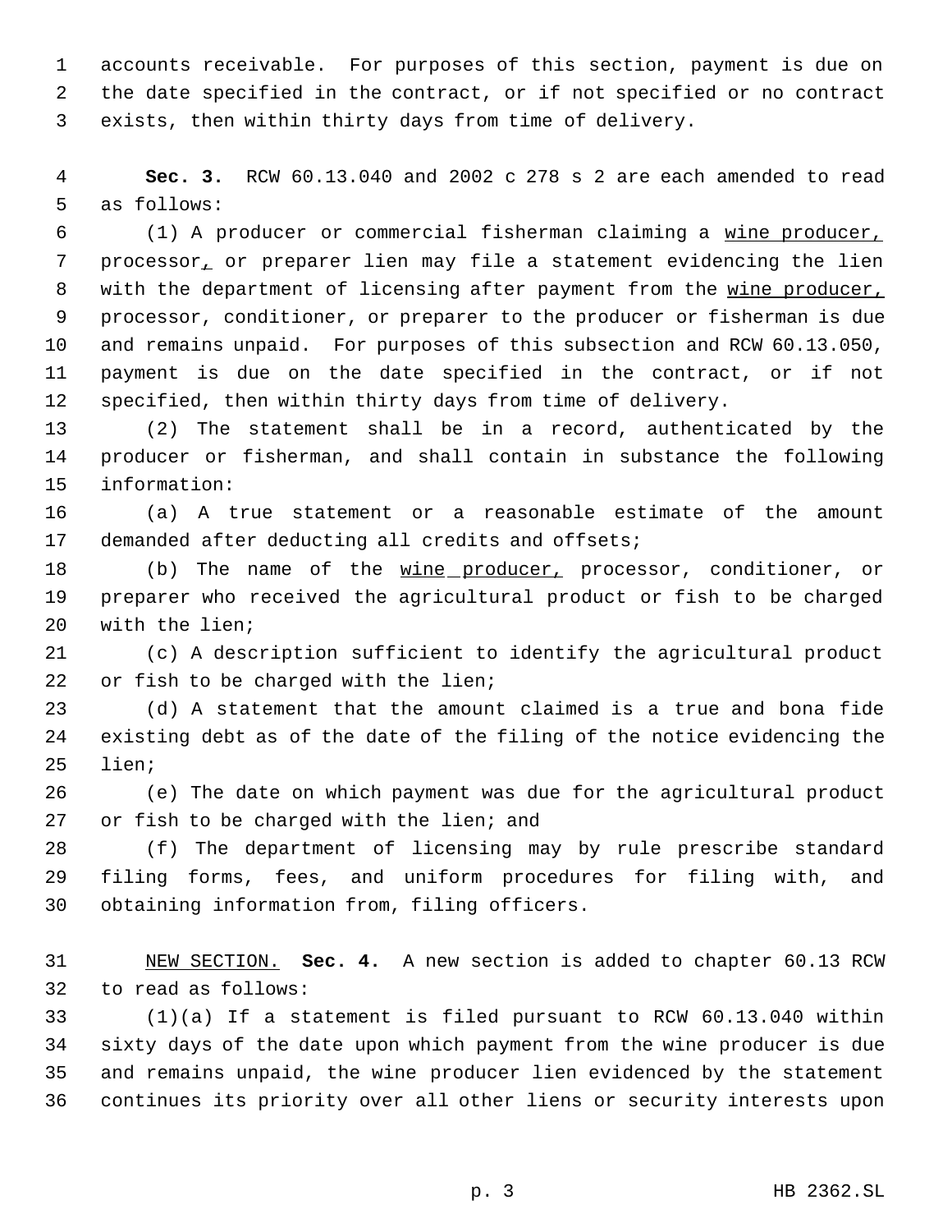accounts receivable. For purposes of this section, payment is due on the date specified in the contract, or if not specified or no contract exists, then within thirty days from time of delivery.

**Sec. 3.** RCW 60.13.040 and 2002 c 278 s 2 are each amended to read as follows:

(1) A producer or commercial fisherman claiming a wine producer, processor, or preparer lien may file a statement evidencing the lien with the department of licensing after payment from the wine producer, processor, conditioner, or preparer to the producer or fisherman is due and remains unpaid. For purposes of this subsection and RCW 60.13.050, payment is due on the date specified in the contract, or if not specified, then within thirty days from time of delivery.

(2) The statement shall be in a record, authenticated by the producer or fisherman, and shall contain in substance the following information:

(a) A true statement or a reasonable estimate of the amount demanded after deducting all credits and offsets;

(b) The name of the wine producer, processor, conditioner, or preparer who received the agricultural product or fish to be charged with the lien;

(c) A description sufficient to identify the agricultural product or fish to be charged with the lien;

(d) A statement that the amount claimed is a true and bona fide existing debt as of the date of the filing of the notice evidencing the lien;

(e) The date on which payment was due for the agricultural product or fish to be charged with the lien; and

(f) The department of licensing may by rule prescribe standard filing forms, fees, and uniform procedures for filing with, and obtaining information from, filing officers.

NEW SECTION. **Sec. 4.** A new section is added to chapter 60.13 RCW to read as follows:

(1)(a) If a statement is filed pursuant to RCW 60.13.040 within sixty days of the date upon which payment from the wine producer is due and remains unpaid, the wine producer lien evidenced by the statement continues its priority over all other liens or security interests upon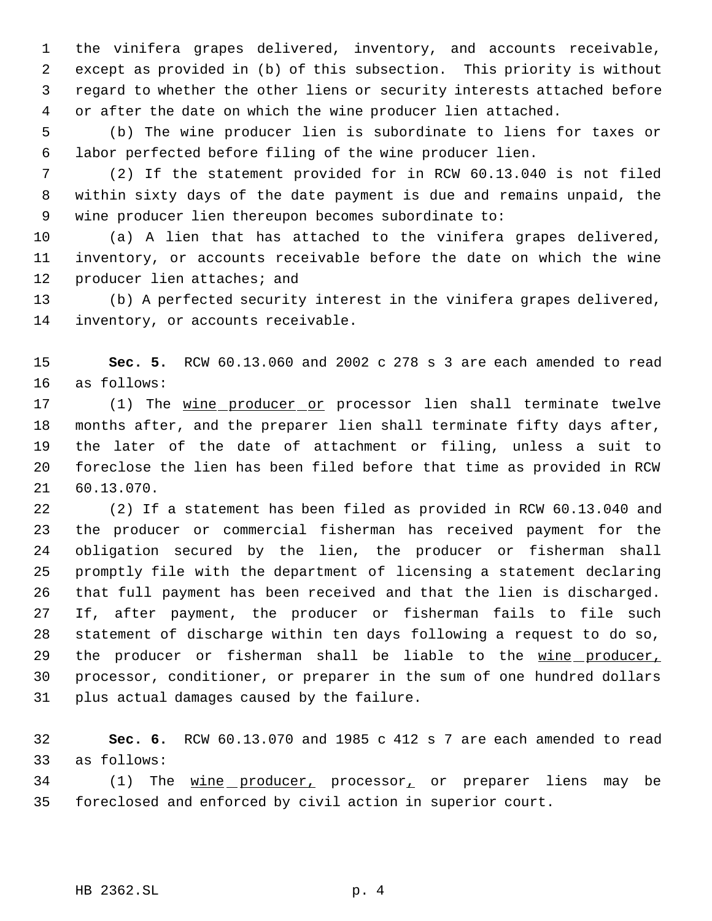the vinifera grapes delivered, inventory, and accounts receivable, except as provided in (b) of this subsection. This priority is without regard to whether the other liens or security interests attached before or after the date on which the wine producer lien attached.

(b) The wine producer lien is subordinate to liens for taxes or labor perfected before filing of the wine producer lien.

(2) If the statement provided for in RCW 60.13.040 is not filed within sixty days of the date payment is due and remains unpaid, the wine producer lien thereupon becomes subordinate to:

(a) A lien that has attached to the vinifera grapes delivered, inventory, or accounts receivable before the date on which the wine producer lien attaches; and

(b) A perfected security interest in the vinifera grapes delivered, inventory, or accounts receivable.

**Sec. 5.** RCW 60.13.060 and 2002 c 278 s 3 are each amended to read as follows:

(1) The wine producer or processor lien shall terminate twelve months after, and the preparer lien shall terminate fifty days after, the later of the date of attachment or filing, unless a suit to foreclose the lien has been filed before that time as provided in RCW 60.13.070.

(2) If a statement has been filed as provided in RCW 60.13.040 and the producer or commercial fisherman has received payment for the obligation secured by the lien, the producer or fisherman shall promptly file with the department of licensing a statement declaring that full payment has been received and that the lien is discharged. If, after payment, the producer or fisherman fails to file such statement of discharge within ten days following a request to do so, the producer or fisherman shall be liable to the wine producer, processor, conditioner, or preparer in the sum of one hundred dollars plus actual damages caused by the failure.

**Sec. 6.** RCW 60.13.070 and 1985 c 412 s 7 are each amended to read as follows:

(1) The wine producer, processor, or preparer liens may be foreclosed and enforced by civil action in superior court.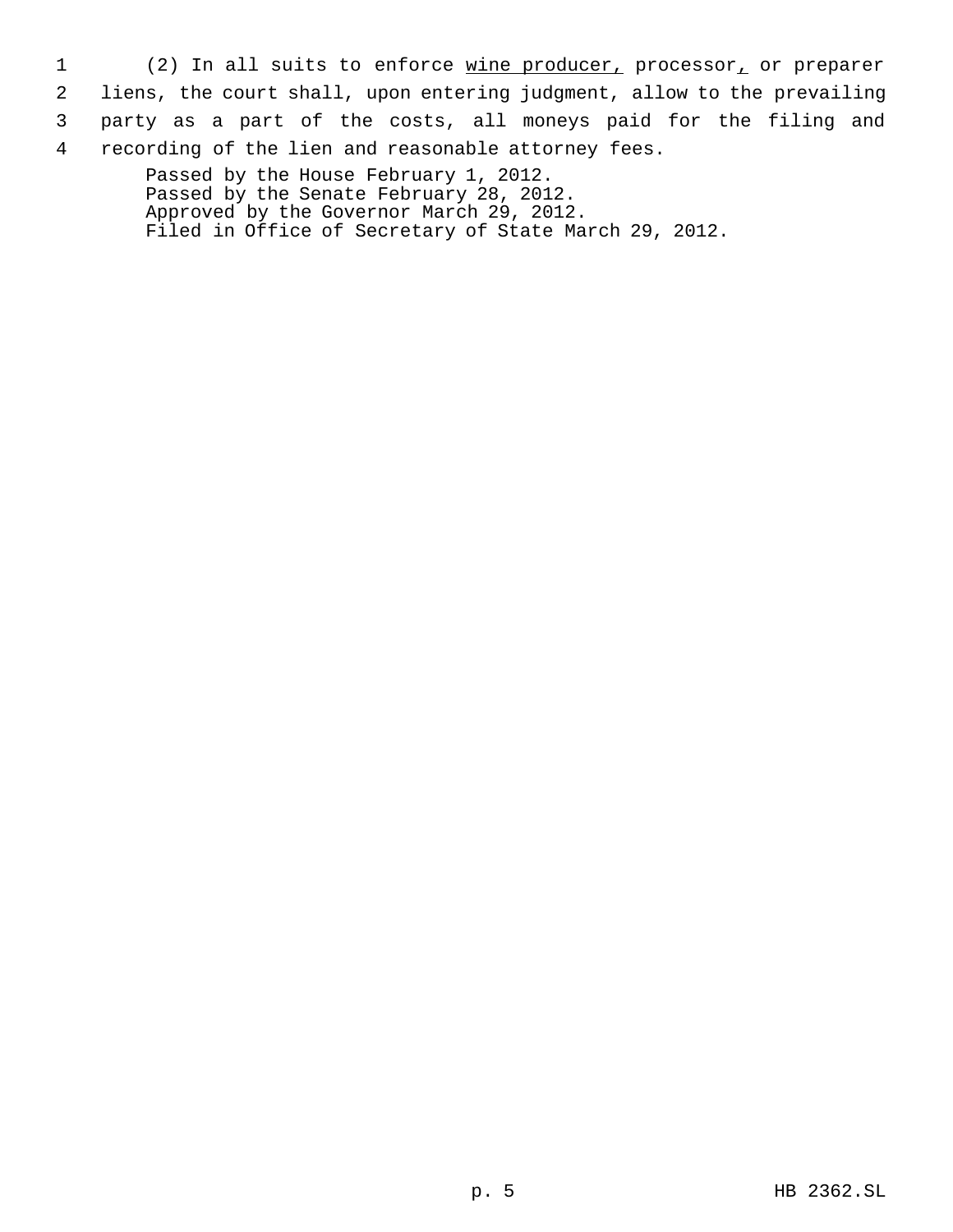(2) In all suits to enforce <u>wine producer,</u> processor<u>,</u> or preparer liens, the court shall, upon entering judgment, allow to the prevailing party as a part of the costs, all moneys paid for the filing and recording of the lien and reasonable attorney fees.

Passed by the House February 1, 2012.
Passed by the Senate February 28, 2012.
Approved by the Governor March 29, 2012.
Filed in Office of Secretary of State March 29, 2012.